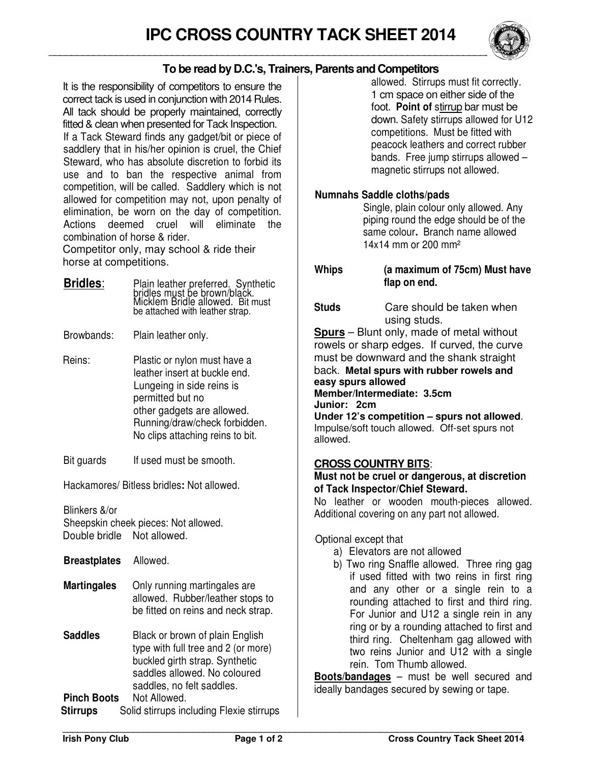# IPC CROSS COUNTRY TACK SHEET 2014

## To be read by D.C.'s, Trainers, Parents and Competitors

It is the responsibility of competitors to ensure the correct tack is used in conjunction with 2014 Rules. All tack should be properly maintained, correctly fitted & clean when presented for Tack Inspection. If a Tack Steward finds any gadget/bit or piece of saddlery that in his/her opinion is cruel, the Chief Steward, who has absolute discretion to forbid its use and to ban the respective animal from competition, will be called. Saddlery which is not allowed for competition may not, upon penalty of elimination, be worn on the day of competition. Actions deemed cruel will eliminate the combination of horse & rider.

Competitor only, may school & ride their horse at competitions.

**Bridles**: Plain leather preferred. Synthetic bridles must be brown/black. Micklem Bridle allowed. Bit must be attached with leather strap.

Browbands: Plain leather only.

Reins: Plastic or nylon must have a leather insert at buckle end. Lungeing in side reins is permitted but no other gadgets are allowed. Running/draw/check forbidden. No clips attaching reins to bit.

Bit guards: If used must be smooth.

Hackamores/ Bitless bridles**:** Not allowed.

Blinkers &/or Sheepskin cheek pieces: Not allowed.

Double bridle: Not allowed.

**Breastplates** Allowed.

**Martingales** Only running martingales are allowed. Rubber/leather stops to be fitted on reins and neck strap.

**Saddles** Black or brown of plain English type with full tree and 2 (or more) buckled girth strap. Synthetic saddles allowed. No coloured saddles, no felt saddles.

**Pinch Boots** Not Allowed.

**Stirrups** Solid stirrups including Flexie stirrups allowed. Stirrups must fit correctly. 1 cm space on either side of the foot. **Point of** stirrup bar must be down. Safety stirrups allowed for U12 competitions. Must be fitted with peacock leathers and correct rubber bands. Free jump stirrups allowed – magnetic stirrups not allowed.

**Numnahs Saddle cloths/pads**
Single, plain colour only allowed. Any piping round the edge should be of the same colour**.** Branch name allowed 14x14 mm or 200 mm²

**Whips** **(a maximum of 75cm) Must have flap on end.**

**Studs** Care should be taken when using studs.

**Spurs** – Blunt only, made of metal without rowels or sharp edges. If curved, the curve must be downward and the shank straight back. **Metal spurs with rubber rowels and easy spurs allowed**
**Member/Intermediate: 3.5cm**
**Junior: 2cm**
**Under 12's competition – spurs not allowed**. Impulse/soft touch allowed. Off-set spurs not allowed.

**CROSS COUNTRY BITS**:

**Must not be cruel or dangerous, at discretion of Tack Inspector/Chief Steward.**

No leather or wooden mouth-pieces allowed. Additional covering on any part not allowed.

Optional except that

a) Elevators are not allowed
b) Two ring Snaffle allowed. Three ring gag if used fitted with two reins in first ring and any other or a single rein to a rounding attached to first and third ring. For Junior and U12 a single rein in any ring or by a rounding attached to first and third ring. Cheltenham gag allowed with two reins Junior and U12 with a single rein. Tom Thumb allowed.

**Boots/bandages** – must be well secured and ideally bandages secured by sewing or tape.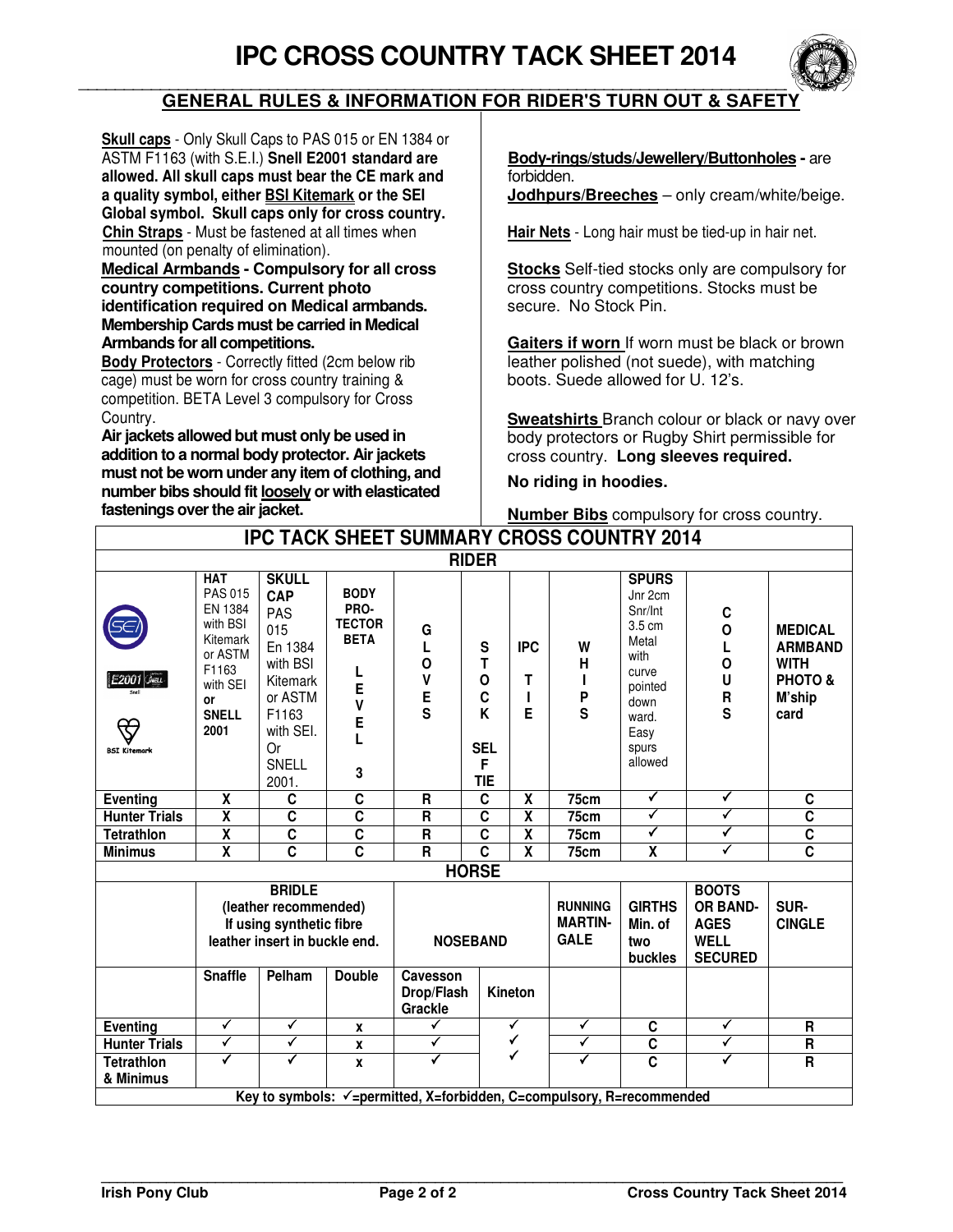# IPC CROSS COUNTRY TACK SHEET 2014

## GENERAL RULES & INFORMATION FOR RIDER'S TURN OUT & SAFETY

**Skull caps** - Only Skull Caps to PAS 015 or EN 1384 or ASTM F1163 (with S.E.I.) **Snell E2001 standard are allowed. All skull caps must bear the CE mark and a quality symbol, either BSI Kitemark or the SEI Global symbol. Skull caps only for cross country.**

**Chin Straps** - Must be fastened at all times when mounted (on penalty of elimination).

**Medical Armbands - Compulsory for all cross country competitions. Current photo identification required on Medical armbands. Membership Cards must be carried in Medical Armbands for all competitions.**

**Body Protectors** - Correctly fitted (2cm below rib cage) must be worn for cross country training & competition. BETA Level 3 compulsory for Cross Country.

**Air jackets allowed but must only be used in addition to a normal body protector. Air jackets must not be worn under any item of clothing, and number bibs should fit loosely or with elasticated fastenings over the air jacket.**

**Body-rings/studs/Jewellery/Buttonholes -** are forbidden.

**Jodhpurs/Breeches** – only cream/white/beige.

**Hair Nets** - Long hair must be tied-up in hair net.

**Stocks** Self-tied stocks only are compulsory for cross country competitions. Stocks must be secure. No Stock Pin.

**Gaiters if worn** If worn must be black or brown leather polished (not suede), with matching boots. Suede allowed for U. 12's.

**Sweatshirts** Branch colour or black or navy over body protectors or Rugby Shirt permissible for cross country. **Long sleeves required.**

**No riding in hoodies.**

**Number Bibs** compulsory for cross country.

## IPC TACK SHEET SUMMARY CROSS COUNTRY 2014

### RIDER

| SEI / E2001 Snell / BSI Kitemark | HAT PAS 015 EN 1384 with BSI Kitemark or ASTM F1163 with SEI or SNELL 2001 | SKULL CAP PAS 015 En 1384 with BSI Kitemark or ASTM F1163 with SEI. Or SNELL 2001. | BODY PRO-TECTOR BETA LEVEL 3 | GLOVES | STOCK SELF TIE | IPC TIE | WHIPS | SPURS Jnr 2cm Snr/Int 3.5 cm Metal with curve pointed down ward. Easy spurs allowed | COLOURS | MEDICAL ARMBAND WITH PHOTO & M'ship card |
|---|---|---|---|---|---|---|---|---|---|---|
| Eventing | X | C | C | R | C | X | 75cm | ✓ | ✓ | C |
| Hunter Trials | X | C | C | R | C | X | 75cm | ✓ | ✓ | C |
| Tetrathlon | X | C | C | R | C | X | 75cm | ✓ | ✓ | C |
| Minimus | X | C | C | R | C | X | 75cm | X | ✓ | C |

### HORSE

| | BRIDLE (leather recommended) If using synthetic fibre leather insert in buckle end. | | | NOSEBAND | | RUNNING MARTIN-GALE | GIRTHS Min. of two buckles | BOOTS OR BAND-AGES WELL SECURED | SUR-CINGLE |
|---|---|---|---|---|---|---|---|---|---|
| | Snaffle | Pelham | Double | Cavesson Drop/Flash Grackle | Kineton | | | | |
| Eventing | ✓ | ✓ | x | ✓ | ✓ | ✓ | C | ✓ | R |
| Hunter Trials | ✓ | ✓ | x | ✓ | ✓ | ✓ | C | ✓ | R |
| Tetrathlon & Minimus | ✓ | ✓ | x | ✓ | ✓ | ✓ | C | ✓ | R |

Key to symbols: ✓=permitted, X=forbidden, C=compulsory, R=recommended